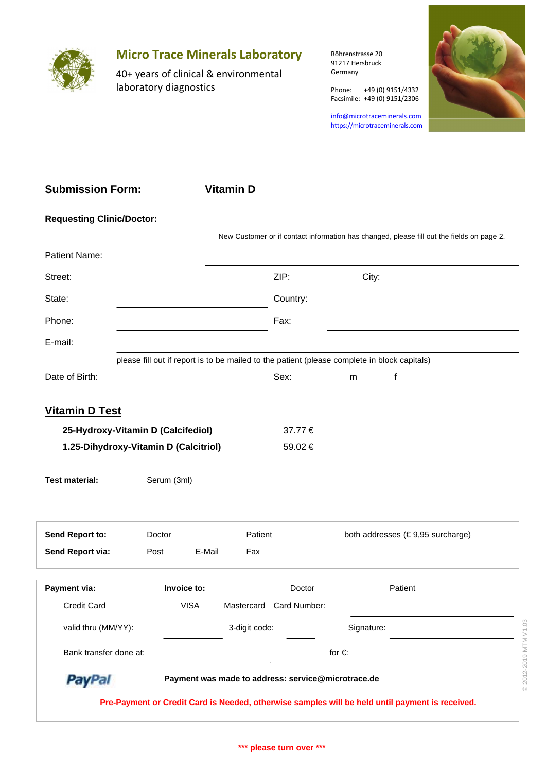# Micro Trace Minerals Laboratory

40+ years of clinical & environmental laboratory diagnostics

Röhrenstrasse 20
91217 Hersbruck
Germany

Phone: +49 (0) 9151/4332
Facsimile: +49 (0) 9151/2306

info@microtraceminerals.com
https://microtraceminerals.com

## Submission Form: Vitamin D

**Requesting Clinic/Doctor:**

New Customer or if contact information has changed, please fill out the fields on page 2.

Patient Name: ______________________

Street: ______________________ ZIP: ________ City: ______________________

State: ______________________ Country:

Phone: ______________________ Fax: ______________________

E-mail: ______________________

please fill out if report is to be mailed to the patient (please complete in block capitals)

Date of Birth: Sex: m f

## Vitamin D Test

| | |
|---|---|
| **25-Hydroxy-Vitamin D (Calcifediol)** | 37.77 € |
| **1.25-Dihydroxy-Vitamin D (Calcitriol)** | 59.02 € |

**Test material:** Serum (3ml)

**Send Report to:** Doctor Patient both addresses (€ 9,95 surcharge)

**Send Report via:** Post E-Mail Fax

**Payment via:** **Invoice to:** Doctor Patient

Credit Card VISA Mastercard Card Number: ______________________

valid thru (MM/YY): ________ 3-digit code: ________ Signature: ______________________

Bank transfer done at: for €:

PayPal **Payment was made to address: service@microtrace.de**

**Pre-Payment or Credit Card is Needed, otherwise samples will be held until payment is received.**

**\*\*\* please turn over \*\*\***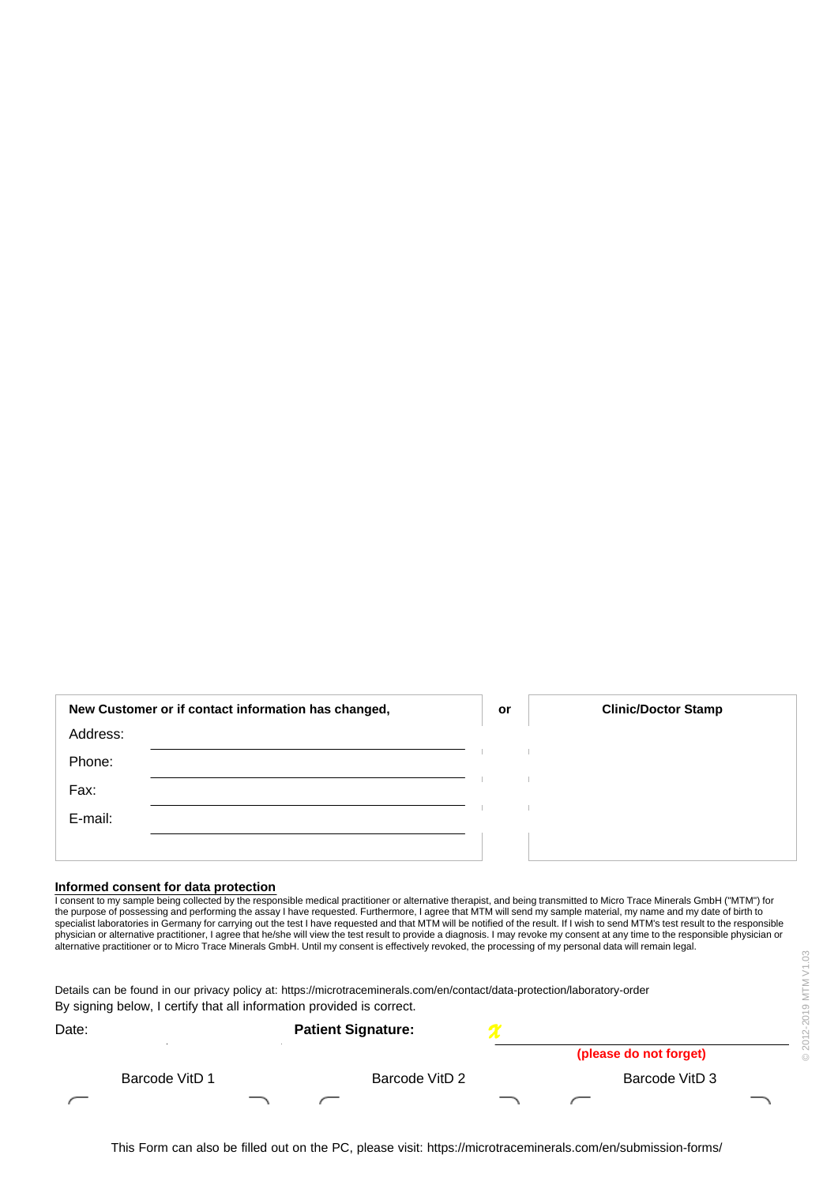| New Customer or if contact information has changed, | or | Clinic/Doctor Stamp |
| --- | --- | --- |
| Address: | | |
| Phone: | | |
| Fax: | | |
| E-mail: | | |

**Informed consent for data protection**

I consent to my sample being collected by the responsible medical practitioner or alternative therapist, and being transmitted to Micro Trace Minerals GmbH ("MTM") for the purpose of possessing and performing the assay I have requested. Furthermore, I agree that MTM will send my sample material, my name and my date of birth to specialist laboratories in Germany for carrying out the test I have requested and that MTM will be notified of the result. If I wish to send MTM's test result to the responsible physician or alternative practitioner, I agree that he/she will view the test result to provide a diagnosis. I may revoke my consent at any time to the responsible physician or alternative practitioner or to Micro Trace Minerals GmbH. Until my consent is effectively revoked, the processing of my personal data will remain legal.

Details can be found in our privacy policy at: https://microtraceminerals.com/en/contact/data-protection/laboratory-order

By signing below, I certify that all information provided is correct.

Date: **Patient Signature:** x

**(please do not forget)**

| Barcode VitD 1 | Barcode VitD 2 | Barcode VitD 3 |
| --- | --- | --- |

This Form can also be filled out on the PC, please visit: https://microtraceminerals.com/en/submission-forms/

© 2012-2019 MTM V1.03